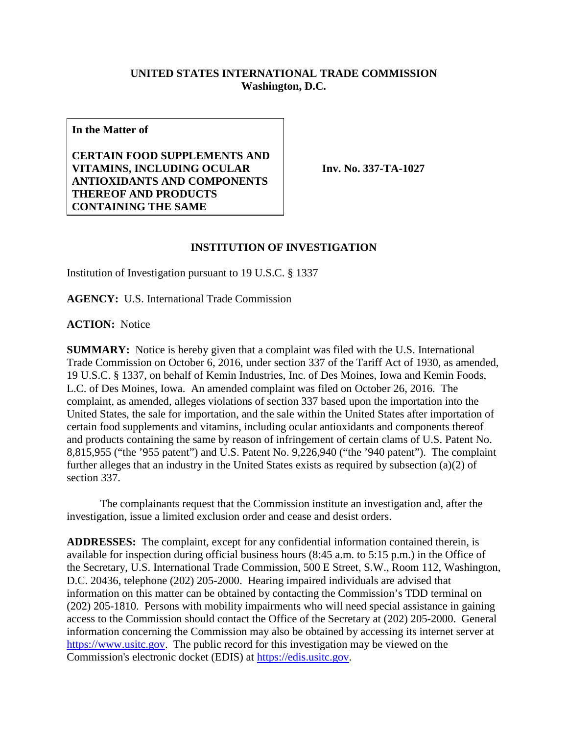**UNITED STATES INTERNATIONAL TRADE COMMISSION**
**Washington, D.C.**

| **In the Matter of** <br><br> **CERTAIN FOOD SUPPLEMENTS AND VITAMINS, INCLUDING OCULAR ANTIOXIDANTS AND COMPONENTS THEREOF AND PRODUCTS CONTAINING THE SAME** | **Inv. No. 337-TA-1027** |
|---|---|

## INSTITUTION OF INVESTIGATION

Institution of Investigation pursuant to 19 U.S.C. § 1337

**AGENCY:** U.S. International Trade Commission

**ACTION:** Notice

**SUMMARY:** Notice is hereby given that a complaint was filed with the U.S. International Trade Commission on October 6, 2016, under section 337 of the Tariff Act of 1930, as amended, 19 U.S.C. § 1337, on behalf of Kemin Industries, Inc. of Des Moines, Iowa and Kemin Foods, L.C. of Des Moines, Iowa. An amended complaint was filed on October 26, 2016. The complaint, as amended, alleges violations of section 337 based upon the importation into the United States, the sale for importation, and the sale within the United States after importation of certain food supplements and vitamins, including ocular antioxidants and components thereof and products containing the same by reason of infringement of certain clams of U.S. Patent No. 8,815,955 ("the '955 patent") and U.S. Patent No. 9,226,940 ("the '940 patent"). The complaint further alleges that an industry in the United States exists as required by subsection (a)(2) of section 337.

The complainants request that the Commission institute an investigation and, after the investigation, issue a limited exclusion order and cease and desist orders.

**ADDRESSES:** The complaint, except for any confidential information contained therein, is available for inspection during official business hours (8:45 a.m. to 5:15 p.m.) in the Office of the Secretary, U.S. International Trade Commission, 500 E Street, S.W., Room 112, Washington, D.C. 20436, telephone (202) 205-2000. Hearing impaired individuals are advised that information on this matter can be obtained by contacting the Commission's TDD terminal on (202) 205-1810. Persons with mobility impairments who will need special assistance in gaining access to the Commission should contact the Office of the Secretary at (202) 205-2000. General information concerning the Commission may also be obtained by accessing its internet server at https://www.usitc.gov. The public record for this investigation may be viewed on the Commission's electronic docket (EDIS) at https://edis.usitc.gov.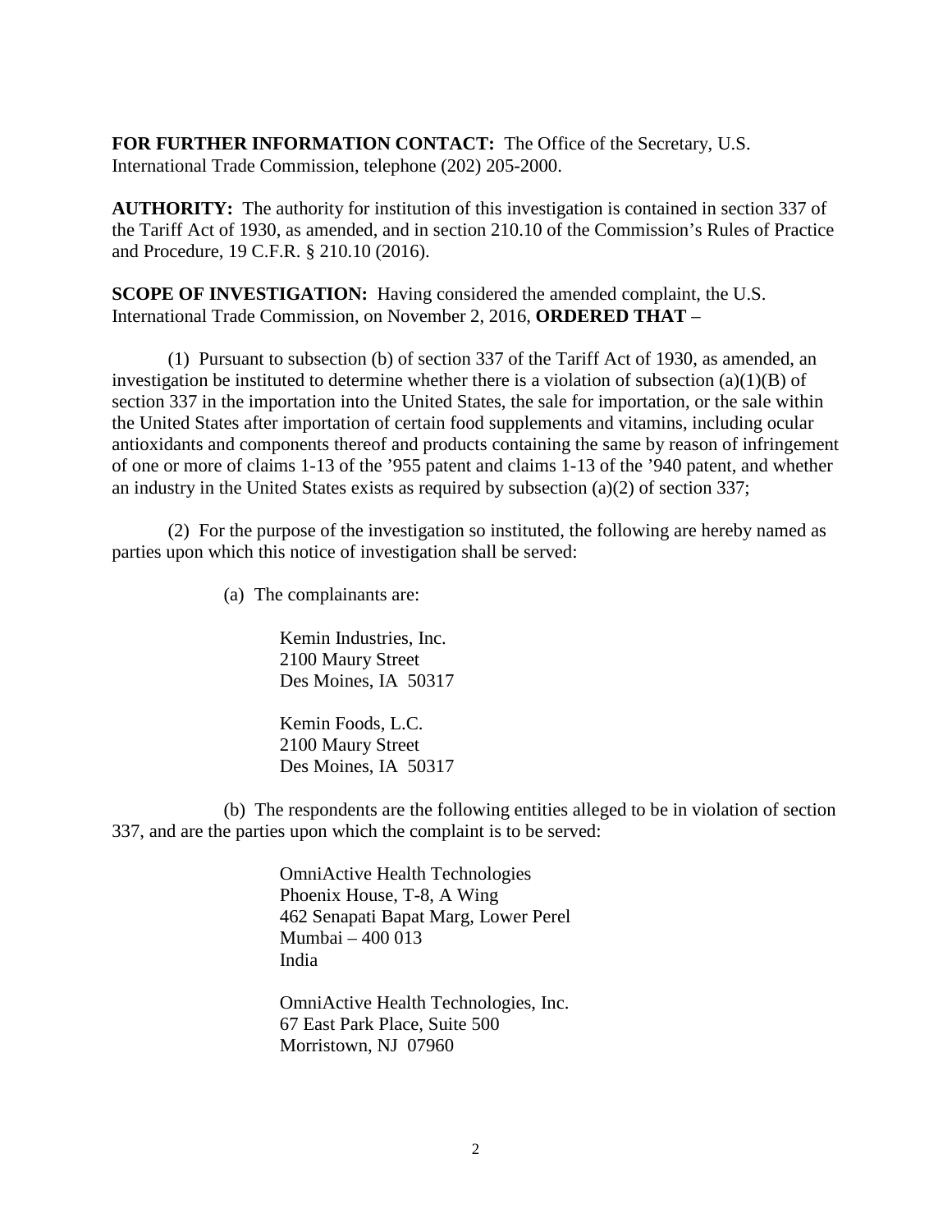**FOR FURTHER INFORMATION CONTACT:** The Office of the Secretary, U.S. International Trade Commission, telephone (202) 205-2000.

**AUTHORITY:** The authority for institution of this investigation is contained in section 337 of the Tariff Act of 1930, as amended, and in section 210.10 of the Commission's Rules of Practice and Procedure, 19 C.F.R. § 210.10 (2016).

**SCOPE OF INVESTIGATION:** Having considered the amended complaint, the U.S. International Trade Commission, on November 2, 2016, **ORDERED THAT** –

(1) Pursuant to subsection (b) of section 337 of the Tariff Act of 1930, as amended, an investigation be instituted to determine whether there is a violation of subsection (a)(1)(B) of section 337 in the importation into the United States, the sale for importation, or the sale within the United States after importation of certain food supplements and vitamins, including ocular antioxidants and components thereof and products containing the same by reason of infringement of one or more of claims 1-13 of the '955 patent and claims 1-13 of the '940 patent, and whether an industry in the United States exists as required by subsection (a)(2) of section 337;

(2) For the purpose of the investigation so instituted, the following are hereby named as parties upon which this notice of investigation shall be served:

(a) The complainants are:

Kemin Industries, Inc.
2100 Maury Street
Des Moines, IA 50317

Kemin Foods, L.C.
2100 Maury Street
Des Moines, IA 50317

(b) The respondents are the following entities alleged to be in violation of section 337, and are the parties upon which the complaint is to be served:

OmniActive Health Technologies
Phoenix House, T-8, A Wing
462 Senapati Bapat Marg, Lower Perel
Mumbai – 400 013
India

OmniActive Health Technologies, Inc.
67 East Park Place, Suite 500
Morristown, NJ 07960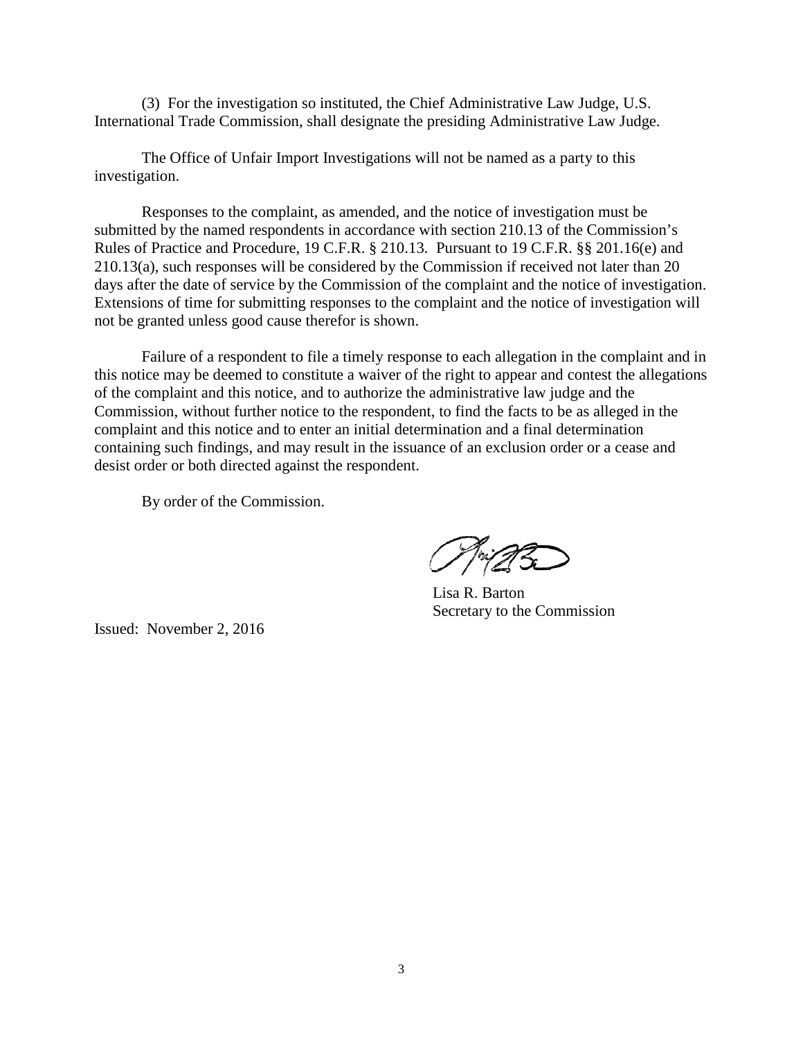(3) For the investigation so instituted, the Chief Administrative Law Judge, U.S. International Trade Commission, shall designate the presiding Administrative Law Judge.

The Office of Unfair Import Investigations will not be named as a party to this investigation.

Responses to the complaint, as amended, and the notice of investigation must be submitted by the named respondents in accordance with section 210.13 of the Commission's Rules of Practice and Procedure, 19 C.F.R. § 210.13. Pursuant to 19 C.F.R. §§ 201.16(e) and 210.13(a), such responses will be considered by the Commission if received not later than 20 days after the date of service by the Commission of the complaint and the notice of investigation. Extensions of time for submitting responses to the complaint and the notice of investigation will not be granted unless good cause therefor is shown.

Failure of a respondent to file a timely response to each allegation in the complaint and in this notice may be deemed to constitute a waiver of the right to appear and contest the allegations of the complaint and this notice, and to authorize the administrative law judge and the Commission, without further notice to the respondent, to find the facts to be as alleged in the complaint and this notice and to enter an initial determination and a final determination containing such findings, and may result in the issuance of an exclusion order or a cease and desist order or both directed against the respondent.

By order of the Commission.

Lisa R. Barton
Secretary to the Commission

Issued: November 2, 2016